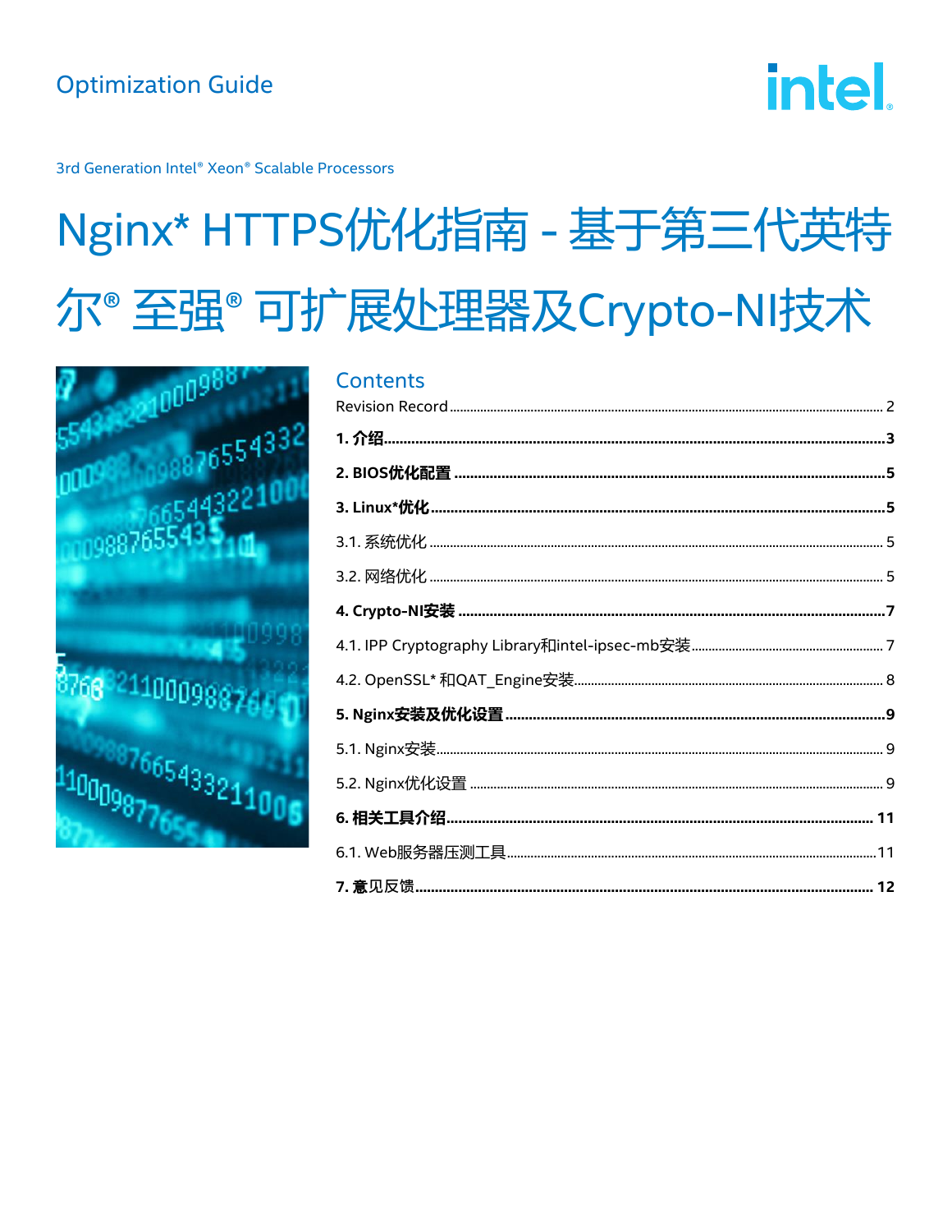Optimization Guide

3rd Generation Intel® Xeon® Scalable Processors

# Nginx* HTTPS优化指南 - 基于第三代英特尔® 至强® 可扩展处理器及Crypto-NI技术

## Contents

Revision Record ........................................ 2

**1. 介绍** ........................................ **3**

**2. BIOS优化配置** ........................................ **5**

**3. Linux*优化** ........................................ **5**

3.1. 系统优化 ........................................ 5

3.2. 网络优化 ........................................ 5

**4. Crypto-NI安装** ........................................ **7**

4.1. IPP Cryptography Library和intel-ipsec-mb安装 ........................................ 7

4.2. OpenSSL* 和QAT_Engine安装 ........................................ 8

**5. Nginx安装及优化设置** ........................................ **9**

5.1. Nginx安装 ........................................ 9

5.2. Nginx优化设置 ........................................ 9

**6. 相关工具介绍** ........................................ **11**

6.1. Web服务器压测工具 ........................................ 11

**7. 意见反馈** ........................................ **12**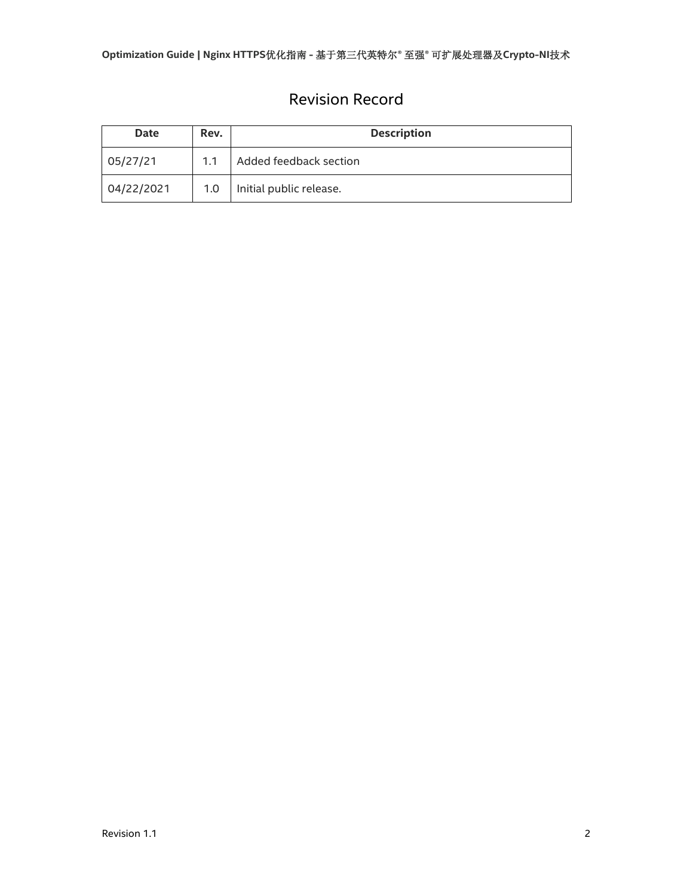# Revision Record

| Date | Rev. | Description |
|---|---|---|
| 05/27/21 | 1.1 | Added feedback section |
| 04/22/2021 | 1.0 | Initial public release. |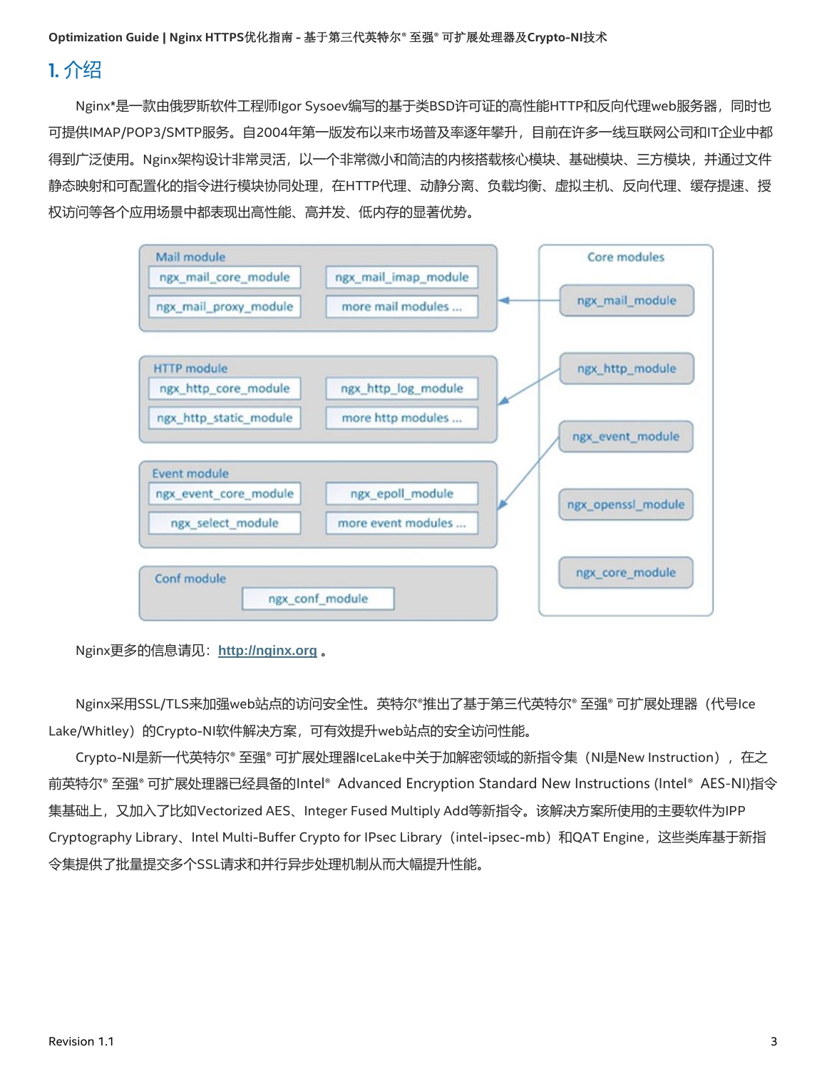# 1. 介绍

Nginx*是一款由俄罗斯软件工程师Igor Sysoev编写的基于类BSD许可证的高性能HTTP和反向代理web服务器，同时也可提供IMAP/POP3/SMTP服务。自2004年第一版发布以来市场普及率逐年攀升，目前在许多一线互联网公司和IT企业中都得到广泛使用。Nginx架构设计非常灵活，以一个非常微小和简洁的内核搭载核心模块、基础模块、三方模块，并通过文件静态映射和可配置化的指令进行模块协同处理，在HTTP代理、动静分离、负载均衡、虚拟主机、反向代理、缓存提速、授权访问等各个应用场景中都表现出高性能、高并发、低内存的显著优势。

Mail module
ngx_mail_core_module
ngx_mail_imap_module
ngx_mail_proxy_module
more mail modules ...

HTTP module
ngx_http_core_module
ngx_http_log_module
ngx_http_static_module
more http modules ...

Event module
ngx_event_core_module
ngx_epoll_module
ngx_select_module
more event modules ...

Conf module
ngx_conf_module

Core modules
ngx_mail_module
ngx_http_module
ngx_event_module
ngx_openssl_module
ngx_core_module

Nginx更多的信息请见：http://nginx.org 。

Nginx采用SSL/TLS来加强web站点的访问安全性。英特尔®推出了基于第三代英特尔® 至强® 可扩展处理器（代号Ice Lake/Whitley）的Crypto-NI软件解决方案，可有效提升web站点的安全访问性能。

Crypto-NI是新一代英特尔® 至强® 可扩展处理器IceLake中关于加解密领域的新指令集（NI是New Instruction），在之前英特尔® 至强® 可扩展处理器已经具备的Intel® Advanced Encryption Standard New Instructions (Intel® AES-NI)指令集基础上，又加入了比如Vectorized AES、Integer Fused Multiply Add等新指令。该解决方案所使用的主要软件为IPP Cryptography Library、Intel Multi-Buffer Crypto for IPsec Library（intel-ipsec-mb）和QAT Engine，这些类库基于新指令集提供了批量提交多个SSL请求和并行异步处理机制从而大幅提升性能。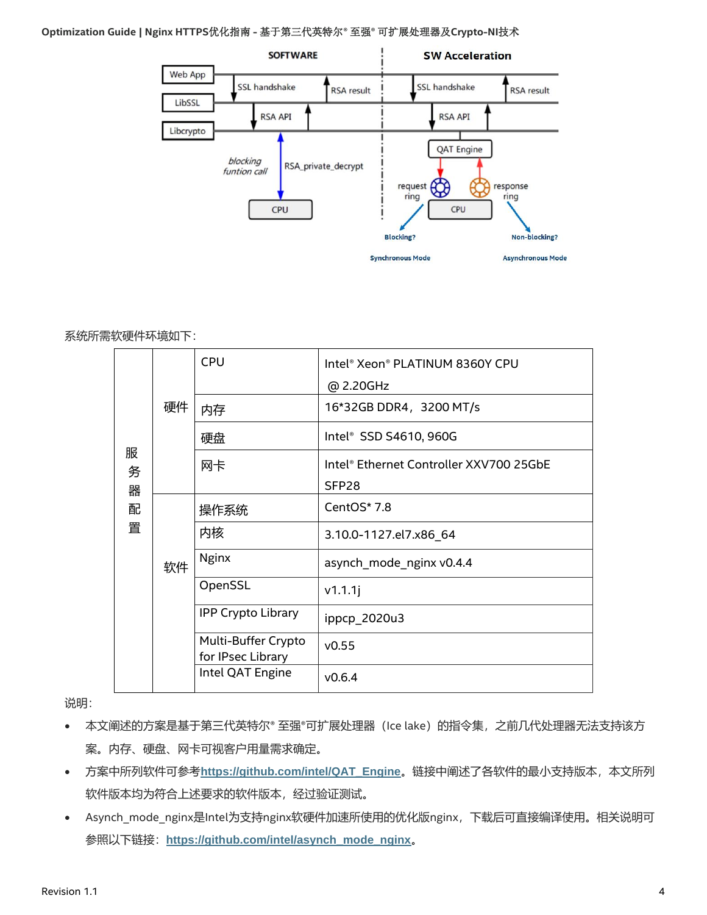SOFTWARE

SW Acceleration

Web App

LibSSL

Libcrypto

SSL handshake

RSA result

RSA API

blocking funtion call

RSA_private_decrypt

CPU

SSL handshake

RSA result

RSA API

QAT Engine

request ring

response ring

CPU

Blocking?

Non-blocking?

Synchronous Mode

Asynchronous Mode

系统所需软硬件环境如下：

| | | | |
|---|---|---|---|
| 服务器配置 | 硬件 | CPU | Intel® Xeon® PLATINUM 8360Y CPU @ 2.20GHz |
| | | 内存 | 16*32GB DDR4，3200 MT/s |
| | | 硬盘 | Intel® SSD S4610, 960G |
| | | 网卡 | Intel® Ethernet Controller XXV700 25GbE SFP28 |
| | 软件 | 操作系统 | CentOS* 7.8 |
| | | 内核 | 3.10.0-1127.el7.x86_64 |
| | | Nginx | asynch_mode_nginx v0.4.4 |
| | | OpenSSL | v1.1.1j |
| | | IPP Crypto Library | ippcp_2020u3 |
| | | Multi-Buffer Crypto for IPsec Library | v0.55 |
| | | Intel QAT Engine | v0.6.4 |

说明：

- 本文阐述的方案是基于第三代英特尔® 至强®可扩展处理器（Ice lake）的指令集，之前几代处理器无法支持该方案。内存、硬盘、网卡可视客户用量需求确定。
- 方案中所列软件可参考**https://github.com/intel/QAT_Engine**。链接中阐述了各软件的最小支持版本，本文所列软件版本均为符合上述要求的软件版本，经过验证测试。
- Asynch_mode_nginx是Intel为支持nginx软硬件加速所使用的优化版nginx，下载后可直接编译使用。相关说明可参照以下链接：**https://github.com/intel/asynch_mode_nginx**。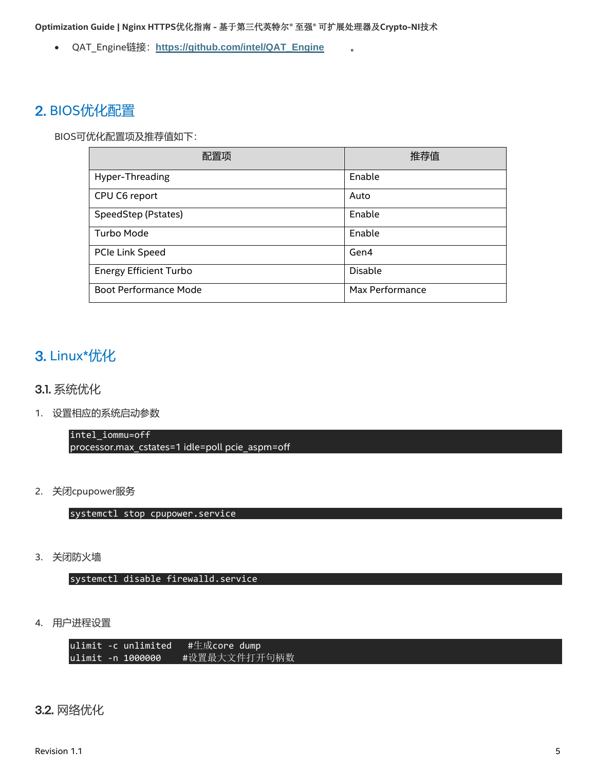- QAT_Engine链接：https://github.com/intel/QAT_Engine 。

## 2. BIOS优化配置

BIOS可优化配置项及推荐值如下：

| 配置项 | 推荐值 |
| --- | --- |
| Hyper-Threading | Enable |
| CPU C6 report | Auto |
| SpeedStep (Pstates) | Enable |
| Turbo Mode | Enable |
| PCIe Link Speed | Gen4 |
| Energy Efficient Turbo | Disable |
| Boot Performance Mode | Max Performance |

## 3. Linux*优化

### 3.1. 系统优化

1. 设置相应的系统启动参数

```
intel_iommu=off
processor.max_cstates=1 idle=poll pcie_aspm=off
```

2. 关闭cpupower服务

```
systemctl stop cpupower.service
```

3. 关闭防火墙

```
systemctl disable firewalld.service
```

4. 用户进程设置

```
ulimit -c unlimited   #生成core dump
ulimit -n 1000000    #设置最大文件打开句柄数
```

### 3.2. 网络优化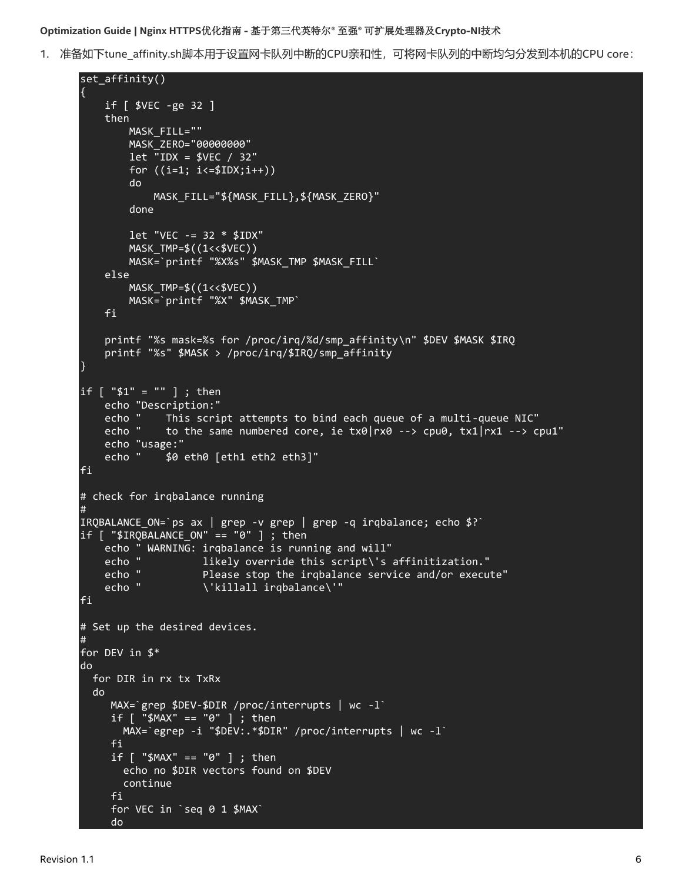1. 准备如下tune_affinity.sh脚本用于设置网卡队列中断的CPU亲和性，可将网卡队列的中断均匀分发到本机的CPU core：

```
set_affinity()
{
    if [ $VEC -ge 32 ]
    then
        MASK_FILL=""
        MASK_ZERO="00000000"
        let "IDX = $VEC / 32"
        for ((i=1; i<=$IDX;i++))
        do
            MASK_FILL="${MASK_FILL},${MASK_ZERO}"
        done

        let "VEC -= 32 * $IDX"
        MASK_TMP=$((1<<$VEC))
        MASK=`printf "%X%s" $MASK_TMP $MASK_FILL`
    else
        MASK_TMP=$((1<<$VEC))
        MASK=`printf "%X" $MASK_TMP`
    fi

    printf "%s mask=%s for /proc/irq/%d/smp_affinity\n" $DEV $MASK $IRQ
    printf "%s" $MASK > /proc/irq/$IRQ/smp_affinity
}

if [ "$1" = "" ] ; then
    echo "Description:"
    echo "    This script attempts to bind each queue of a multi-queue NIC"
    echo "    to the same numbered core, ie tx0|rx0 --> cpu0, tx1|rx1 --> cpu1"
    echo "usage:"
    echo "    $0 eth0 [eth1 eth2 eth3]"
fi

# check for irqbalance running
#
IRQBALANCE_ON=`ps ax | grep -v grep | grep -q irqbalance; echo $?`
if [ "$IRQBALANCE_ON" == "0" ] ; then
    echo " WARNING: irqbalance is running and will"
    echo "          likely override this script\'s affinitization."
    echo "          Please stop the irqbalance service and/or execute"
    echo "          \'killall irqbalance\'"
fi

# Set up the desired devices.
#
for DEV in $*
do
  for DIR in rx tx TxRx
  do
     MAX=`grep $DEV-$DIR /proc/interrupts | wc -l`
     if [ "$MAX" == "0" ] ; then
       MAX=`egrep -i "$DEV:.*$DIR" /proc/interrupts | wc -l`
     fi
     if [ "$MAX" == "0" ] ; then
       echo no $DIR vectors found on $DEV
       continue
     fi
     for VEC in `seq 0 1 $MAX`
     do
```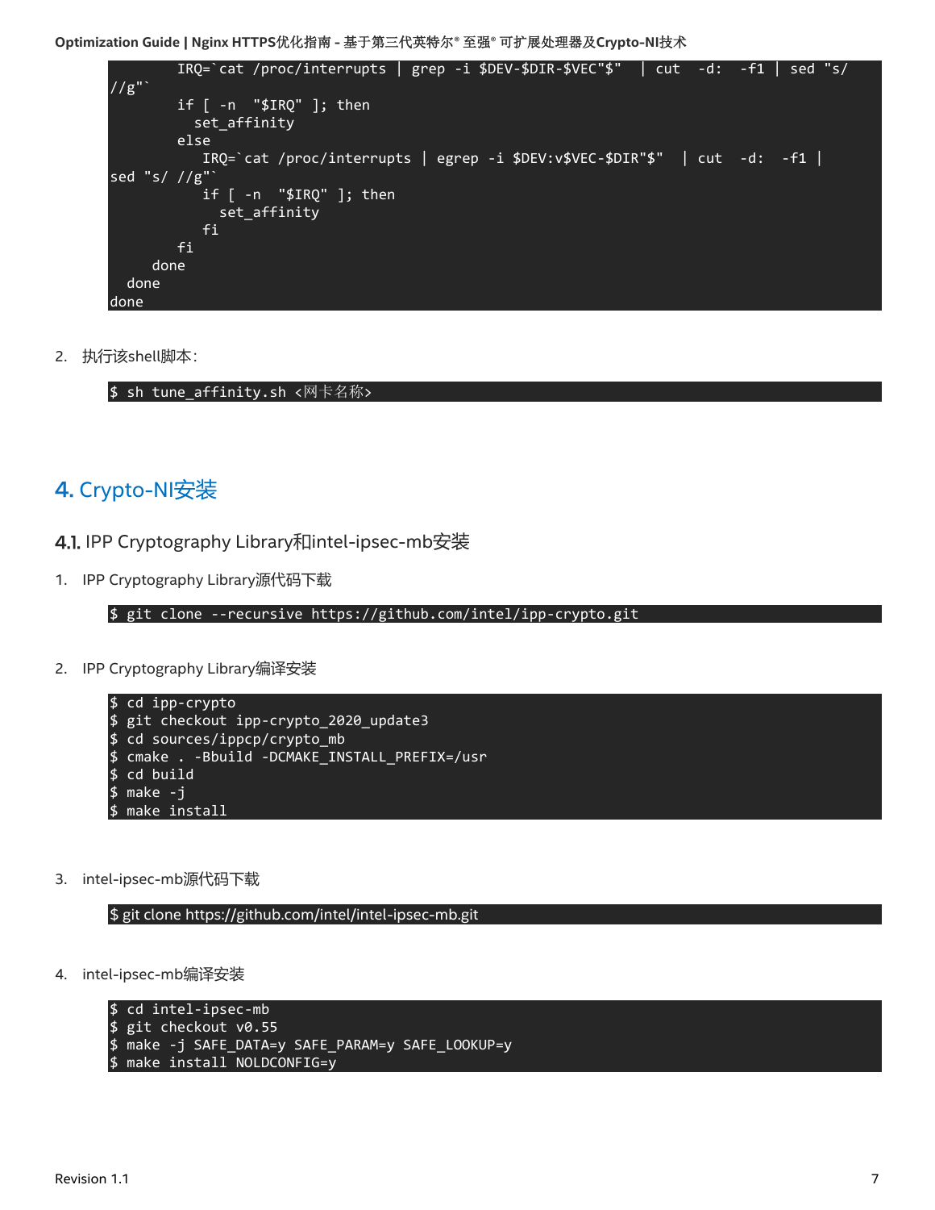```
        IRQ=`cat /proc/interrupts | grep -i $DEV-$DIR-$VEC"$"  | cut  -d:  -f1 | sed "s/
//g"`
        if [ -n  "$IRQ" ]; then
          set_affinity
        else
           IRQ=`cat /proc/interrupts | egrep -i $DEV:v$VEC-$DIR"$"  | cut  -d:  -f1 |
sed "s/ //g"`
           if [ -n  "$IRQ" ]; then
             set_affinity
           fi
        fi
     done
  done
done
```

2. 执行该shell脚本：

```
$ sh tune_affinity.sh <网卡名称>
```

# 4. Crypto-NI安装

## 4.1. IPP Cryptography Library和intel-ipsec-mb安装

1. IPP Cryptography Library源代码下载

```
$ git clone --recursive https://github.com/intel/ipp-crypto.git
```

2. IPP Cryptography Library编译安装

```
$ cd ipp-crypto
$ git checkout ipp-crypto_2020_update3
$ cd sources/ippcp/crypto_mb
$ cmake . -Bbuild -DCMAKE_INSTALL_PREFIX=/usr
$ cd build
$ make -j
$ make install
```

3. intel-ipsec-mb源代码下载

```
$ git clone https://github.com/intel/intel-ipsec-mb.git
```

4. intel-ipsec-mb编译安装

```
$ cd intel-ipsec-mb
$ git checkout v0.55
$ make -j SAFE_DATA=y SAFE_PARAM=y SAFE_LOOKUP=y
$ make install NOLDCONFIG=y
```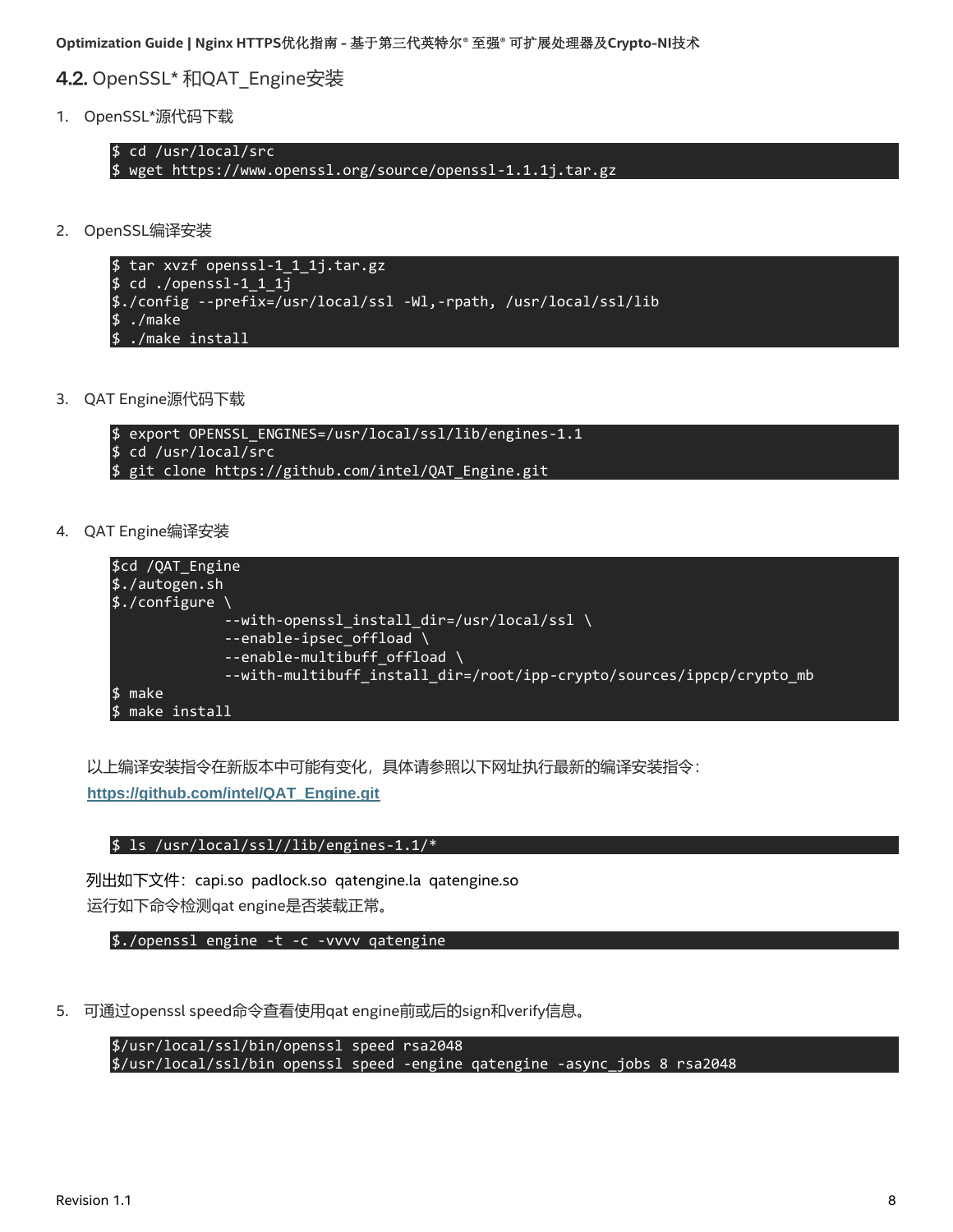## 4.2. OpenSSL* 和QAT_Engine安装

1. OpenSSL*源代码下载

```
$ cd /usr/local/src
$ wget https://www.openssl.org/source/openssl-1.1.1j.tar.gz
```

2. OpenSSL编译安装

```
$ tar xvzf openssl-1_1_1j.tar.gz
$ cd ./openssl-1_1_1j
$./config --prefix=/usr/local/ssl -Wl,-rpath, /usr/local/ssl/lib
$ ./make
$ ./make install
```

3. QAT Engine源代码下载

```
$ export OPENSSL_ENGINES=/usr/local/ssl/lib/engines-1.1
$ cd /usr/local/src
$ git clone https://github.com/intel/QAT_Engine.git
```

4. QAT Engine编译安装

```
$cd /QAT_Engine
$./autogen.sh
$./configure \
            --with-openssl_install_dir=/usr/local/ssl \
            --enable-ipsec_offload \
            --enable-multibuff_offload \
            --with-multibuff_install_dir=/root/ipp-crypto/sources/ippcp/crypto_mb
$ make
$ make install
```

以上编译安装指令在新版本中可能有变化，具体请参照以下网址执行最新的编译安装指令：
https://github.com/intel/QAT_Engine.git

```
$ ls /usr/local/ssl//lib/engines-1.1/*
```

列出如下文件：capi.so  padlock.so  qatengine.la  qatengine.so
运行如下命令检测qat engine是否装载正常。

```
$./openssl engine -t -c -vvvv qatengine
```

5. 可通过openssl speed命令查看使用qat engine前或后的sign和verify信息。

```
$/usr/local/ssl/bin/openssl speed rsa2048
$/usr/local/ssl/bin openssl speed -engine qatengine -async_jobs 8 rsa2048
```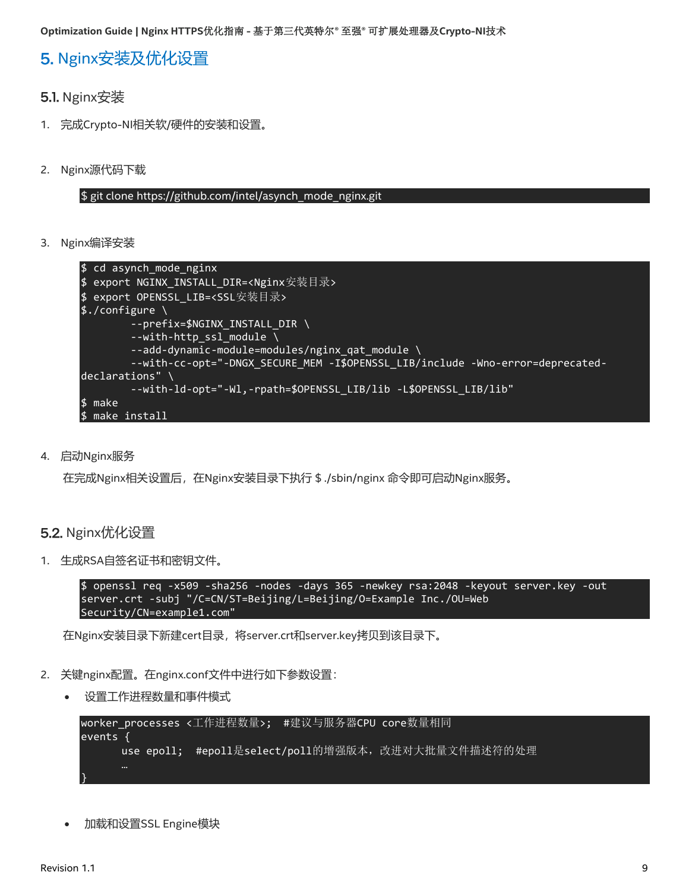## 5. Nginx安装及优化设置

### 5.1. Nginx安装

1. 完成Crypto-NI相关软/硬件的安装和设置。

2. Nginx源代码下载

```
$ git clone https://github.com/intel/asynch_mode_nginx.git
```

3. Nginx编译安装

```
$ cd asynch_mode_nginx
$ export NGINX_INSTALL_DIR=<Nginx安装目录>
$ export OPENSSL_LIB=<SSL安装目录>
$./configure \
        --prefix=$NGINX_INSTALL_DIR \
        --with-http_ssl_module \
        --add-dynamic-module=modules/nginx_qat_module \
        --with-cc-opt="-DNGX_SECURE_MEM -I$OPENSSL_LIB/include -Wno-error=deprecated-declarations" \
        --with-ld-opt="-Wl,-rpath=$OPENSSL_LIB/lib -L$OPENSSL_LIB/lib"
$ make
$ make install
```

4. 启动Nginx服务

   在完成Nginx相关设置后，在Nginx安装目录下执行 $ ./sbin/nginx 命令即可启动Nginx服务。

### 5.2. Nginx优化设置

1. 生成RSA自签名证书和密钥文件。

```
$ openssl req -x509 -sha256 -nodes -days 365 -newkey rsa:2048 -keyout server.key -out server.crt -subj "/C=CN/ST=Beijing/L=Beijing/O=Example Inc./OU=Web Security/CN=example1.com"
```

   在Nginx安装目录下新建cert目录，将server.crt和server.key拷贝到该目录下。

2. 关键nginx配置。在nginx.conf文件中进行如下参数设置：

   - 设置工作进程数量和事件模式

```
worker_processes <工作进程数量>;  #建议与服务器CPU core数量相同
events {
      use epoll;  #epoll是select/poll的增强版本，改进对大批量文件描述符的处理
      …
}
```

   - 加载和设置SSL Engine模块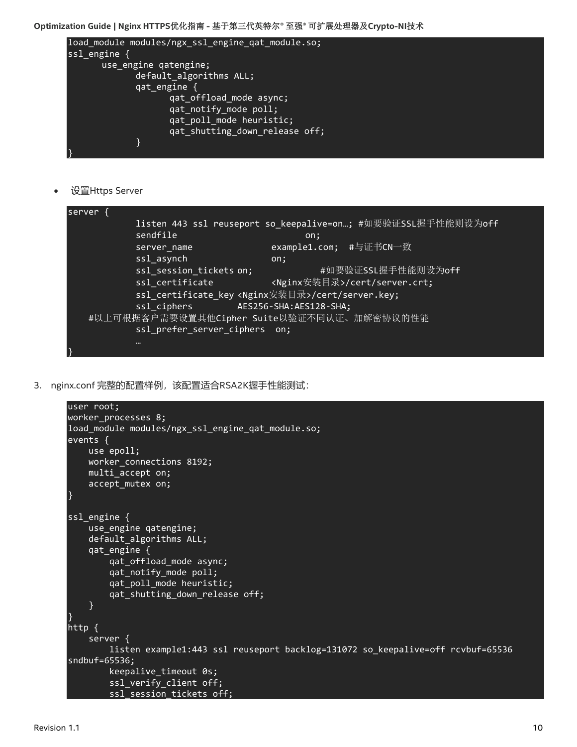```
load_module modules/ngx_ssl_engine_qat_module.so;
ssl_engine {
      use_engine qatengine;
            default_algorithms ALL;
            qat_engine {
                  qat_offload_mode async;
                  qat_notify_mode poll;
                  qat_poll_mode heuristic;
                  qat_shutting_down_release off;
            }
}
```

- 设置Https Server

```
server {
            listen 443 ssl reuseport so_keepalive=on…; #如要验证SSL握手性能则设为off
            sendfile                        on;
            server_name                example1.com;  #与证书CN一致
            ssl_asynch                 on;
            ssl_session_tickets on;              #如要验证SSL握手性能则设为off
            ssl_certificate            <Nginx安装目录>/cert/server.crt;
            ssl_certificate_key <Nginx安装目录>/cert/server.key;
            ssl_ciphers         AES256-SHA:AES128-SHA;
    #以上可根据客户需要设置其他Cipher Suite以验证不同认证、加解密协议的性能
            ssl_prefer_server_ciphers  on;
            …
}
```

3. nginx.conf 完整的配置样例，该配置适合RSA2K握手性能测试：

```
user root;
worker_processes 8;
load_module modules/ngx_ssl_engine_qat_module.so;
events {
    use epoll;
    worker_connections 8192;
    multi_accept on;
    accept_mutex on;
}

ssl_engine {
    use_engine qatengine;
    default_algorithms ALL;
    qat_engine {
        qat_offload_mode async;
        qat_notify_mode poll;
        qat_poll_mode heuristic;
        qat_shutting_down_release off;
    }
}
http {
    server {
        listen example1:443 ssl reuseport backlog=131072 so_keepalive=off rcvbuf=65536
sndbuf=65536;
        keepalive_timeout 0s;
        ssl_verify_client off;
        ssl_session_tickets off;
```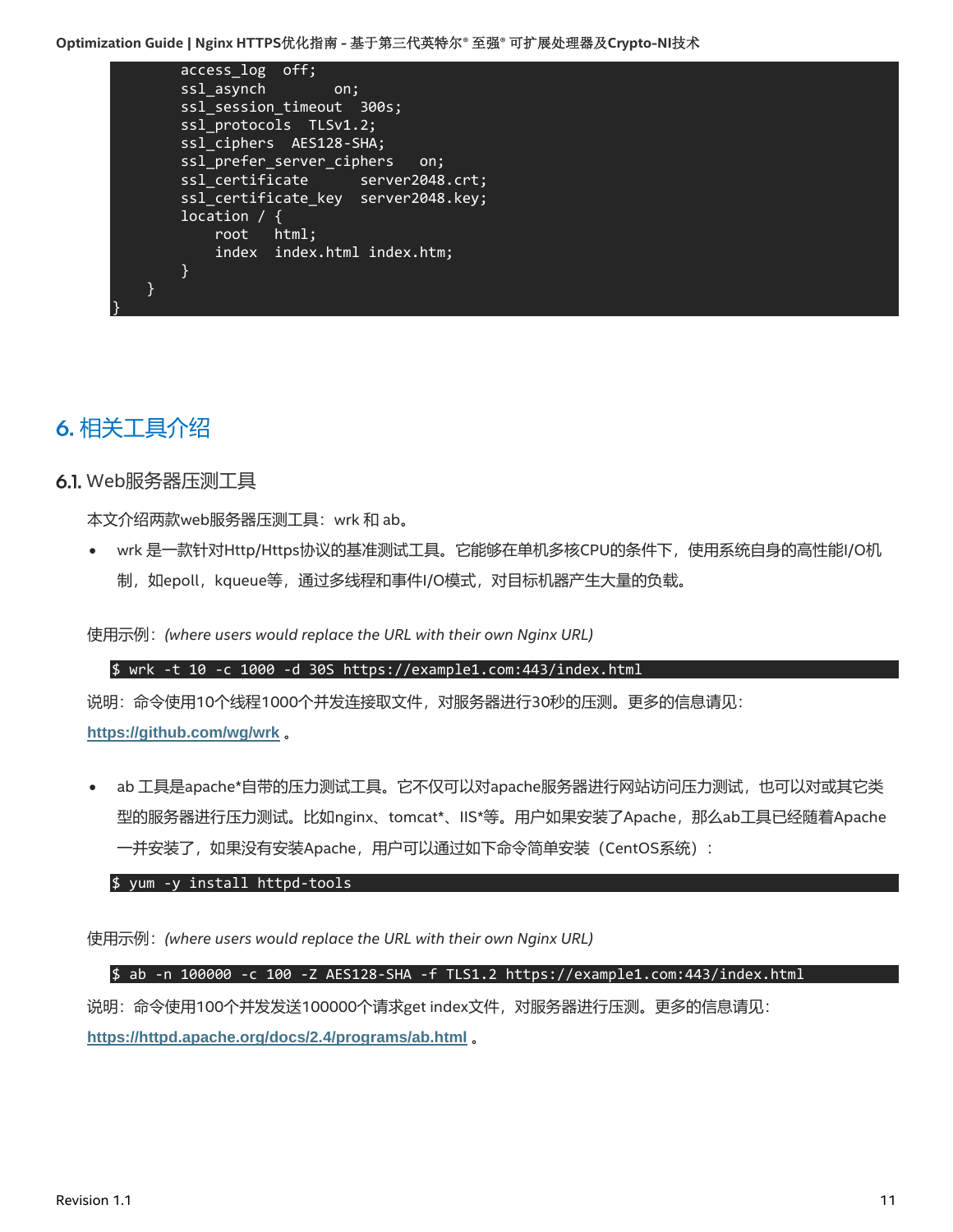```
        access_log  off;
        ssl_asynch        on;
        ssl_session_timeout  300s;
        ssl_protocols  TLSv1.2;
        ssl_ciphers  AES128-SHA;
        ssl_prefer_server_ciphers   on;
        ssl_certificate      server2048.crt;
        ssl_certificate_key  server2048.key;
        location / {
            root   html;
            index  index.html index.htm;
        }
    }
}
```

# 6. 相关工具介绍

## 6.1. Web服务器压测工具

本文介绍两款web服务器压测工具：wrk 和 ab。

- wrk 是一款针对Http/Https协议的基准测试工具。它能够在单机多核CPU的条件下，使用系统自身的高性能I/O机制，如epoll，kqueue等，通过多线程和事件I/O模式，对目标机器产生大量的负载。

使用示例：*(where users would replace the URL with their own Nginx URL)*

```
$ wrk -t 10 -c 1000 -d 30S https://example1.com:443/index.html
```

说明：命令使用10个线程1000个并发连接取文件，对服务器进行30秒的压测。更多的信息请见：[https://github.com/wg/wrk](https://github.com/wg/wrk) 。

- ab 工具是apache*自带的压力测试工具。它不仅可以对apache服务器进行网站访问压力测试，也可以对或其它类型的服务器进行压力测试。比如nginx、tomcat*、IIS*等。用户如果安装了Apache，那么ab工具已经随着Apache一并安装了，如果没有安装Apache，用户可以通过如下命令简单安装（CentOS系统）：

```
$ yum -y install httpd-tools
```

使用示例：*(where users would replace the URL with their own Nginx URL)*

```
$ ab -n 100000 -c 100 -Z AES128-SHA -f TLS1.2 https://example1.com:443/index.html
```

说明：命令使用100个并发发送100000个请求get index文件，对服务器进行压测。更多的信息请见：[https://httpd.apache.org/docs/2.4/programs/ab.html](https://httpd.apache.org/docs/2.4/programs/ab.html) 。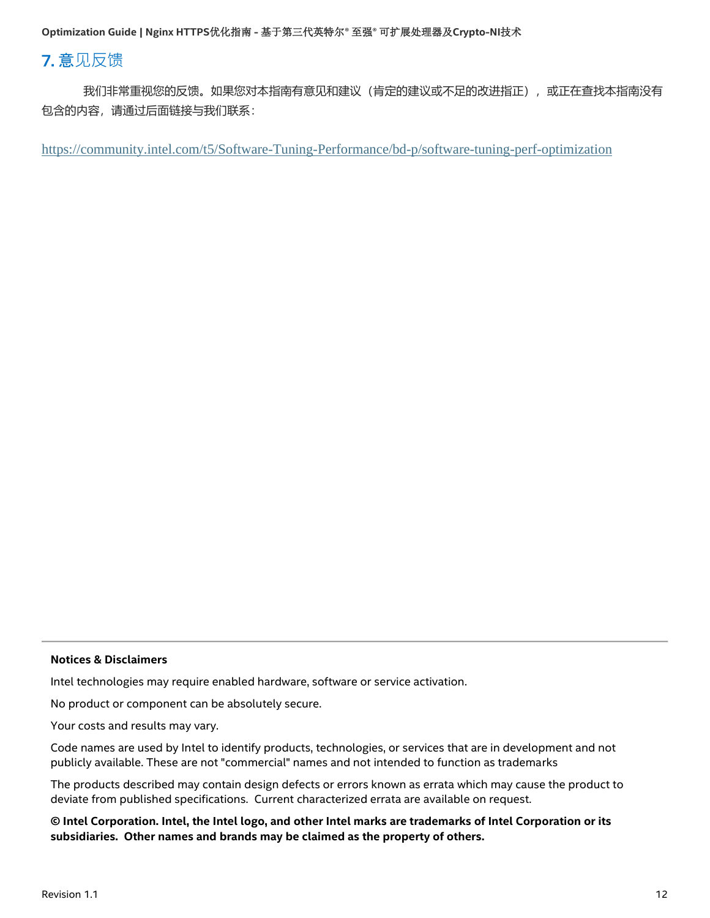## 7. 意见反馈

我们非常重视您的反馈。如果您对本指南有意见和建议（肯定的建议或不足的改进指正），或正在查找本指南没有包含的内容，请通过后面链接与我们联系：

https://community.intel.com/t5/Software-Tuning-Performance/bd-p/software-tuning-perf-optimization

---

**Notices & Disclaimers**

Intel technologies may require enabled hardware, software or service activation.

No product or component can be absolutely secure.

Your costs and results may vary.

Code names are used by Intel to identify products, technologies, or services that are in development and not publicly available. These are not "commercial" names and not intended to function as trademarks

The products described may contain design defects or errors known as errata which may cause the product to deviate from published specifications. Current characterized errata are available on request.

**© Intel Corporation. Intel, the Intel logo, and other Intel marks are trademarks of Intel Corporation or its subsidiaries. Other names and brands may be claimed as the property of others.**

Revision 1.1